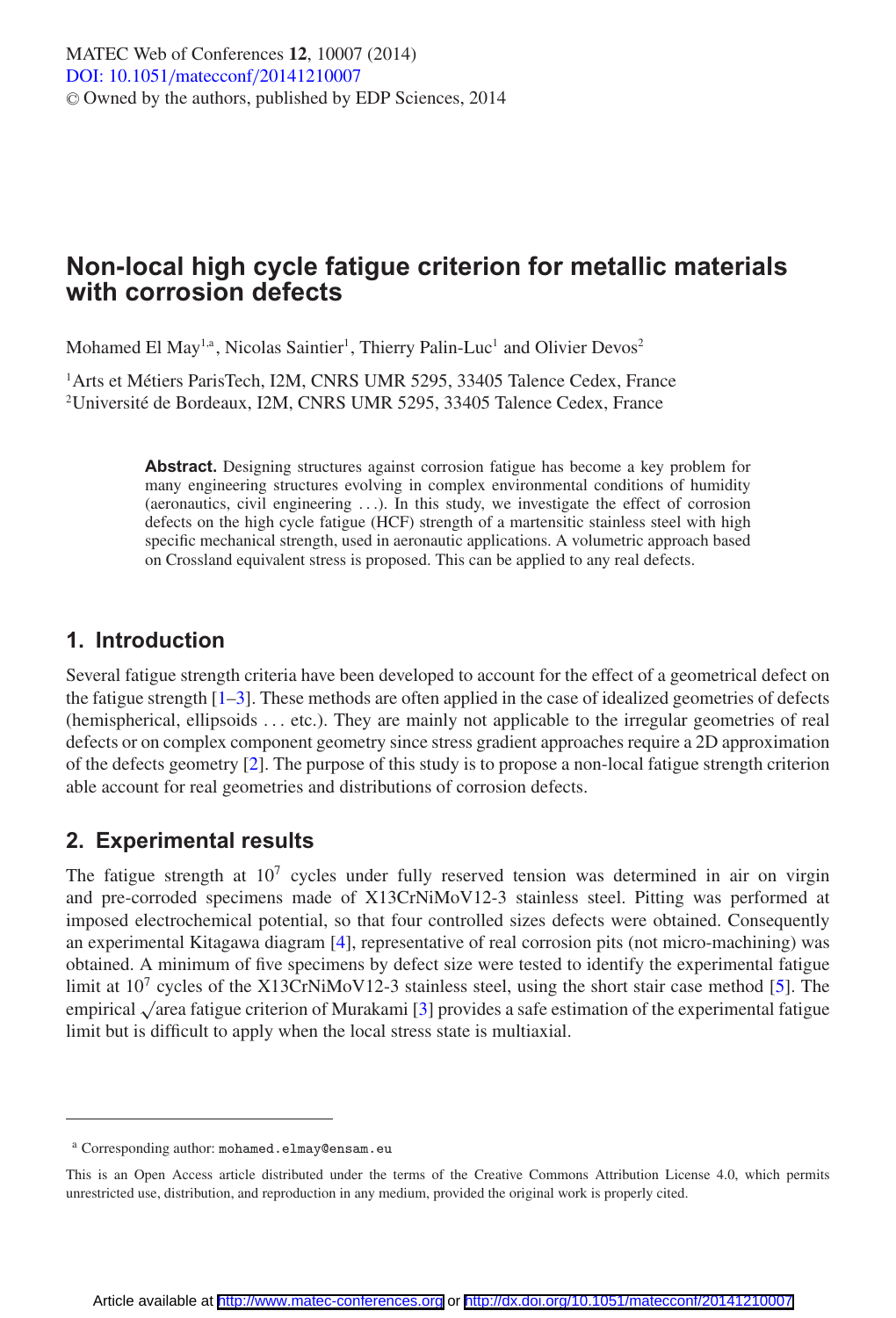# Non-local high cycle fatigue criterion for metallic materials with corrosion defects

Mohamed El May[1,a], Nicolas Saintier[1], Thierry Palin-Luc[1] and Olivier Devos[2]

[1]Arts et Métiers ParisTech, I2M, CNRS UMR 5295, 33405 Talence Cedex, France
[2]Université de Bordeaux, I2M, CNRS UMR 5295, 33405 Talence Cedex, France

**Abstract.** Designing structures against corrosion fatigue has become a key problem for many engineering structures evolving in complex environmental conditions of humidity (aeronautics, civil engineering ...). In this study, we investigate the effect of corrosion defects on the high cycle fatigue (HCF) strength of a martensitic stainless steel with high specific mechanical strength, used in aeronautic applications. A volumetric approach based on Crossland equivalent stress is proposed. This can be applied to any real defects.

## 1. Introduction

Several fatigue strength criteria have been developed to account for the effect of a geometrical defect on the fatigue strength [1–3]. These methods are often applied in the case of idealized geometries of defects (hemispherical, ellipsoids ... etc.). They are mainly not applicable to the irregular geometries of real defects or on complex component geometry since stress gradient approaches require a 2D approximation of the defects geometry [2]. The purpose of this study is to propose a non-local fatigue strength criterion able account for real geometries and distributions of corrosion defects.

## 2. Experimental results

The fatigue strength at $10^7$ cycles under fully reserved tension was determined in air on virgin and pre-corroded specimens made of X13CrNiMoV12-3 stainless steel. Pitting was performed at imposed electrochemical potential, so that four controlled sizes defects were obtained. Consequently an experimental Kitagawa diagram [4], representative of real corrosion pits (not micro-machining) was obtained. A minimum of five specimens by defect size were tested to identify the experimental fatigue limit at $10^7$ cycles of the X13CrNiMoV12-3 stainless steel, using the short stair case method [5]. The empirical $\sqrt{\text{area}}$ fatigue criterion of Murakami [3] provides a safe estimation of the experimental fatigue limit but is difficult to apply when the local stress state is multiaxial.

---

[a] Corresponding author: mohamed.elmay@ensam.eu

This is an Open Access article distributed under the terms of the Creative Commons Attribution License 4.0, which permits unrestricted use, distribution, and reproduction in any medium, provided the original work is properly cited.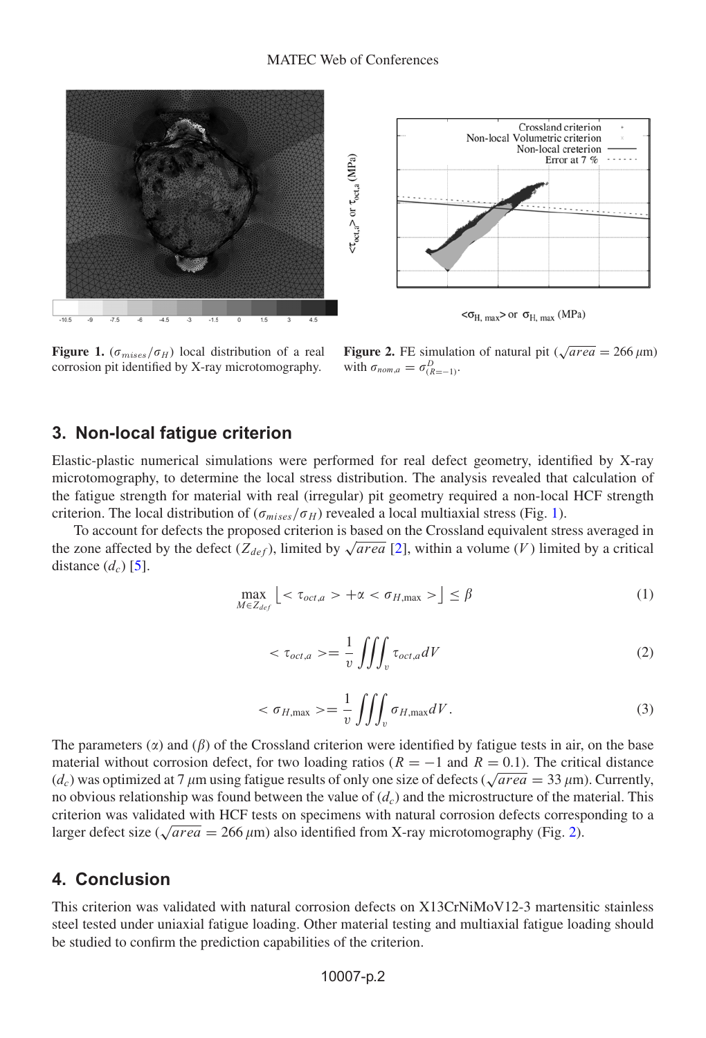**Figure 1.** ($\sigma_{mises}/\sigma_H$) local distribution of a real corrosion pit identified by X-ray microtomography.

**Figure 2.** FE simulation of natural pit ($\sqrt{area} = 266\,\mu$m) with $\sigma_{nom,a} = \sigma^D_{(R=-1)}$.

## 3. Non-local fatigue criterion

Elastic-plastic numerical simulations were performed for real defect geometry, identified by X-ray microtomography, to determine the local stress distribution. The analysis revealed that calculation of the fatigue strength for material with real (irregular) pit geometry required a non-local HCF strength criterion. The local distribution of ($\sigma_{mises}/\sigma_H$) revealed a local multiaxial stress (Fig. 1).

To account for defects the proposed criterion is based on the Crossland equivalent stress averaged in the zone affected by the defect ($Z_{def}$), limited by $\sqrt{area}$ [2], within a volume ($V$) limited by a critical distance ($d_c$) [5].

$$\max_{M \in Z_{def}} \lfloor < \tau_{oct,a} > + \alpha < \sigma_{H,\max} > \rfloor \leq \beta \tag{1}$$

$$< \tau_{oct,a} > = \frac{1}{v} \iiint_v \tau_{oct,a} dV \tag{2}$$

$$< \sigma_{H,\max} > = \frac{1}{v} \iiint_v \sigma_{H,\max} dV. \tag{3}$$

The parameters ($\alpha$) and ($\beta$) of the Crossland criterion were identified by fatigue tests in air, on the base material without corrosion defect, for two loading ratios ($R = -1$ and $R = 0.1$). The critical distance ($d_c$) was optimized at 7 $\mu$m using fatigue results of only one size of defects ($\sqrt{area} = 33\,\mu$m). Currently, no obvious relationship was found between the value of ($d_c$) and the microstructure of the material. This criterion was validated with HCF tests on specimens with natural corrosion defects corresponding to a larger defect size ($\sqrt{area} = 266\,\mu$m) also identified from X-ray microtomography (Fig. 2).

## 4. Conclusion

This criterion was validated with natural corrosion defects on X13CrNiMoV12-3 martensitic stainless steel tested under uniaxial fatigue loading. Other material testing and multiaxial fatigue loading should be studied to confirm the prediction capabilities of the criterion.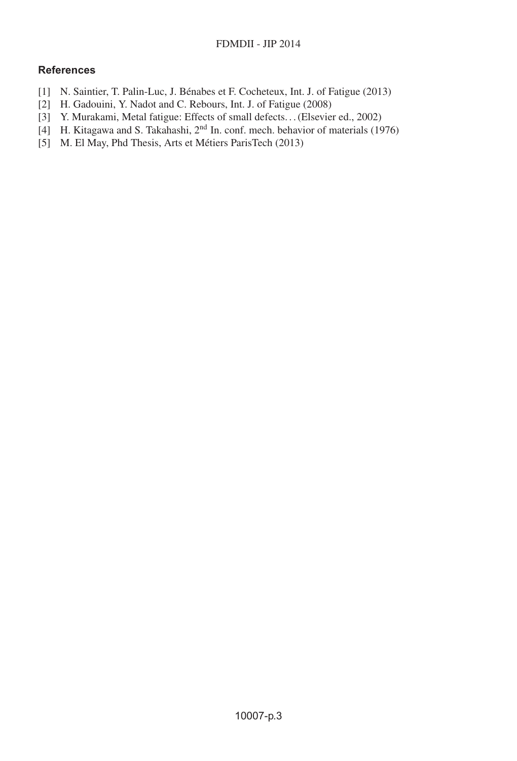## References

[1] N. Saintier, T. Palin-Luc, J. Bénabes et F. Cocheteux, Int. J. of Fatigue (2013)
[2] H. Gadouini, Y. Nadot and C. Rebours, Int. J. of Fatigue (2008)
[3] Y. Murakami, Metal fatigue: Effects of small defects… (Elsevier ed., 2002)
[4] H. Kitagawa and S. Takahashi, 2nd In. conf. mech. behavior of materials (1976)
[5] M. El May, Phd Thesis, Arts et Métiers ParisTech (2013)